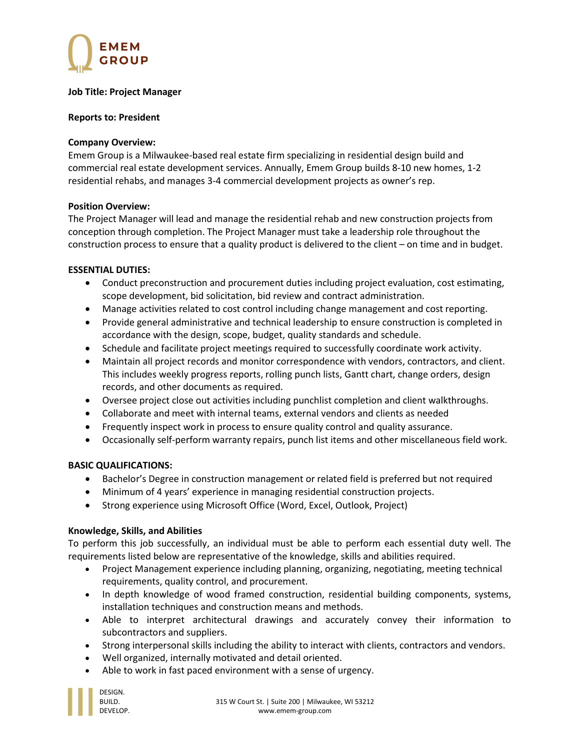**EMEM GROUP**

**Job Title: Project Manager**

**Reports to: President**

**Company Overview:**
Emem Group is a Milwaukee-based real estate firm specializing in residential design build and commercial real estate development services. Annually, Emem Group builds 8-10 new homes, 1-2 residential rehabs, and manages 3-4 commercial development projects as owner's rep.

**Position Overview:**
The Project Manager will lead and manage the residential rehab and new construction projects from conception through completion. The Project Manager must take a leadership role throughout the construction process to ensure that a quality product is delivered to the client – on time and in budget.

**ESSENTIAL DUTIES:**

- Conduct preconstruction and procurement duties including project evaluation, cost estimating, scope development, bid solicitation, bid review and contract administration.
- Manage activities related to cost control including change management and cost reporting.
- Provide general administrative and technical leadership to ensure construction is completed in accordance with the design, scope, budget, quality standards and schedule.
- Schedule and facilitate project meetings required to successfully coordinate work activity.
- Maintain all project records and monitor correspondence with vendors, contractors, and client. This includes weekly progress reports, rolling punch lists, Gantt chart, change orders, design records, and other documents as required.
- Oversee project close out activities including punchlist completion and client walkthroughs.
- Collaborate and meet with internal teams, external vendors and clients as needed
- Frequently inspect work in process to ensure quality control and quality assurance.
- Occasionally self-perform warranty repairs, punch list items and other miscellaneous field work.

**BASIC QUALIFICATIONS:**

- Bachelor's Degree in construction management or related field is preferred but not required
- Minimum of 4 years' experience in managing residential construction projects.
- Strong experience using Microsoft Office (Word, Excel, Outlook, Project)

**Knowledge, Skills, and Abilities**
To perform this job successfully, an individual must be able to perform each essential duty well. The requirements listed below are representative of the knowledge, skills and abilities required.

- Project Management experience including planning, organizing, negotiating, meeting technical requirements, quality control, and procurement.
- In depth knowledge of wood framed construction, residential building components, systems, installation techniques and construction means and methods.
- Able to interpret architectural drawings and accurately convey their information to subcontractors and suppliers.
- Strong interpersonal skills including the ability to interact with clients, contractors and vendors.
- Well organized, internally motivated and detail oriented.
- Able to work in fast paced environment with a sense of urgency.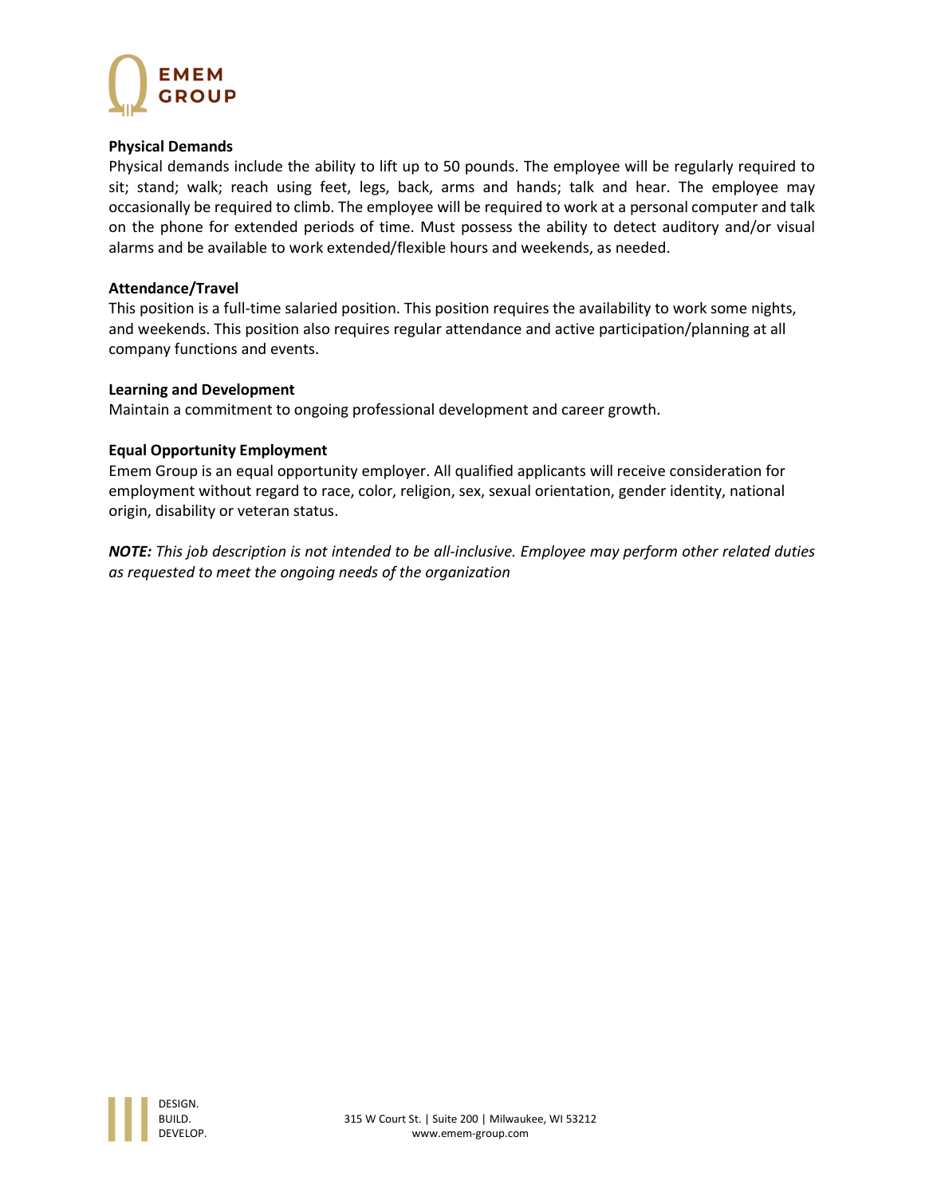**Physical Demands**

Physical demands include the ability to lift up to 50 pounds. The employee will be regularly required to sit; stand; walk; reach using feet, legs, back, arms and hands; talk and hear. The employee may occasionally be required to climb. The employee will be required to work at a personal computer and talk on the phone for extended periods of time. Must possess the ability to detect auditory and/or visual alarms and be available to work extended/flexible hours and weekends, as needed.

**Attendance/Travel**

This position is a full-time salaried position. This position requires the availability to work some nights, and weekends. This position also requires regular attendance and active participation/planning at all company functions and events.

**Learning and Development**

Maintain a commitment to ongoing professional development and career growth.

**Equal Opportunity Employment**

Emem Group is an equal opportunity employer. All qualified applicants will receive consideration for employment without regard to race, color, religion, sex, sexual orientation, gender identity, national origin, disability or veteran status.

***NOTE:*** *This job description is not intended to be all-inclusive. Employee may perform other related duties as requested to meet the ongoing needs of the organization*